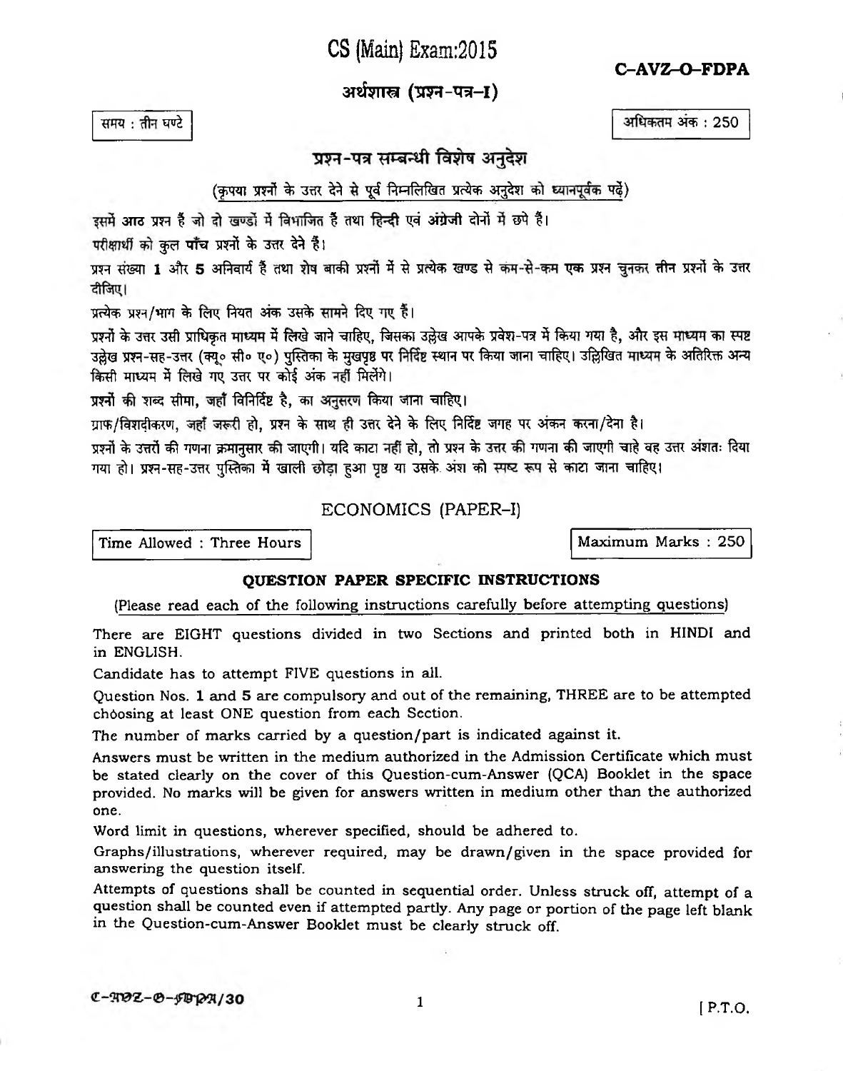# CS (Main) Exam:2015

**C–AVZ–O–FDPA**

## अर्थशास्त्र (प्रश्न-पत्र–I)

समय : तीन घण्टे

अधिकतम अंक : 250

### प्रश्न-पत्र सम्बन्धी विशेष अनुदेश

(कृपया प्रश्नों के उत्तर देने से पूर्व निम्नलिखित प्रत्येक अनुदेश को ध्यानपूर्वक पढ़ें)

इसमें **आठ** प्रश्न हैं जो दो खण्डों में विभाजित हैं तथा **हिन्दी** एवं **अंग्रेजी** दोनों में छपे हैं।

परीक्षार्थी को कुल **पाँच** प्रश्नों के उत्तर देने हैं।

प्रश्न संख्या **1** और **5** अनिवार्य हैं तथा शेष बाकी प्रश्नों में से प्रत्येक खण्ड से कम-से-कम **एक** प्रश्न चुनकर **तीन** प्रश्नों के उत्तर दीजिए।

प्रत्येक प्रश्न/भाग के लिए नियत अंक उसके सामने दिए गए हैं।

प्रश्नों के उत्तर उसी प्राधिकृत माध्यम में लिखे जाने चाहिए, जिसका उल्लेख आपके प्रवेश-पत्र में किया गया है, और इस माध्यम का स्पष्ट उल्लेख प्रश्न-सह-उत्तर (क्यू० सी० ए०) पुस्तिका के मुखपृष्ठ पर निर्दिष्ट स्थान पर किया जाना चाहिए। उल्लिखित माध्यम के अतिरिक्त अन्य किसी माध्यम में लिखे गए उत्तर पर कोई अंक नहीं मिलेंगे।

प्रश्नों की शब्द सीमा, जहाँ विनिर्दिष्ट है, का अनुसरण किया जाना चाहिए।

ग्राफ/विशदीकरण, जहाँ जरूरी हो, प्रश्न के साथ ही उत्तर देने के लिए निर्दिष्ट जगह पर अंकन करना/देना है।

प्रश्नों के उत्तरों की गणना क्रमानुसार की जाएगी। यदि काटा नहीं हो, तो प्रश्न के उत्तर की गणना की जाएगी चाहे वह उत्तर अंशतः दिया गया हो। प्रश्न-सह-उत्तर पुस्तिका में खाली छोड़ा हुआ पृष्ठ या उसके अंश को स्पष्ट रूप से काटा जाना चाहिए।

## ECONOMICS (PAPER–I)

Time Allowed : Three Hours

Maximum Marks : 250

### QUESTION PAPER SPECIFIC INSTRUCTIONS

(Please read each of the following instructions carefully before attempting questions)

There are EIGHT questions divided in two Sections and printed both in HINDI and in ENGLISH.

Candidate has to attempt FIVE questions in all.

Question Nos. **1** and **5** are compulsory and out of the remaining, THREE are to be attempted choosing at least ONE question from each Section.

The number of marks carried by a question/part is indicated against it.

Answers must be written in the medium authorized in the Admission Certificate which must be stated clearly on the cover of this Question-cum-Answer (QCA) Booklet in the space provided. No marks will be given for answers written in medium other than the authorized one.

Word limit in questions, wherever specified, should be adhered to.

Graphs/illustrations, wherever required, may be drawn/given in the space provided for answering the question itself.

Attempts of questions shall be counted in sequential order. Unless struck off, attempt of a question shall be counted even if attempted partly. Any page or portion of the page left blank in the Question-cum-Answer Booklet must be clearly struck off.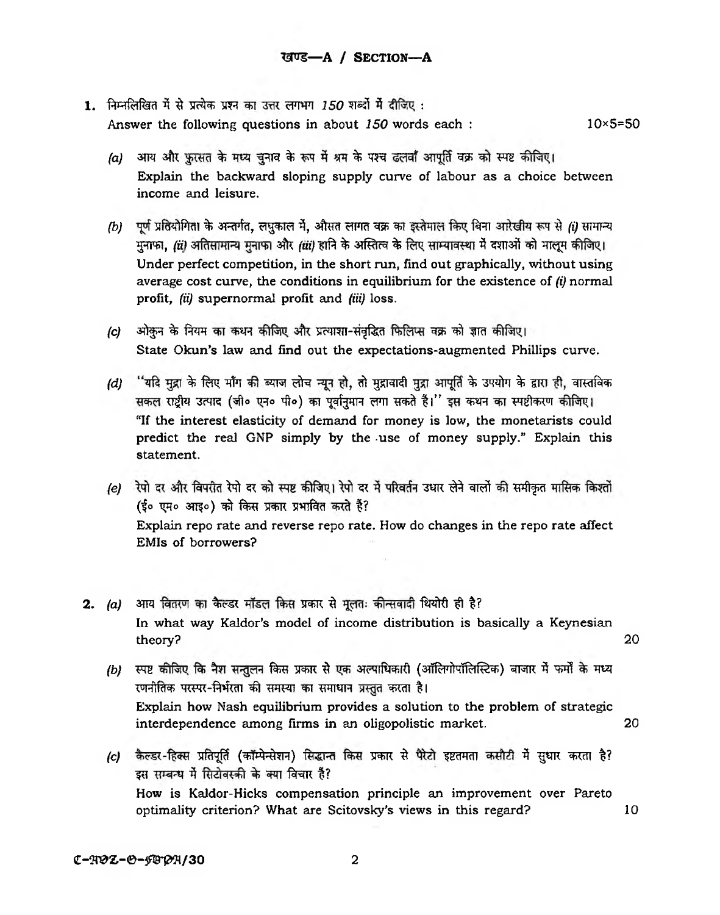## खण्ड—A / SECTION—A

**1.** निम्नलिखित में से प्रत्येक प्रश्न का उत्तर लगभग *150* शब्दों में दीजिए :
Answer the following questions in about *150* words each : 10×5=50

*(a)* आय और फ़ुरसत के मध्य चुनाव के रूप में श्रम के पश्च ढलवाँ आपूर्ति वक्र को स्पष्ट कीजिए।
Explain the backward sloping supply curve of labour as a choice between income and leisure.

*(b)* पूर्ण प्रतियोगिता के अन्तर्गत, लघुकाल में, औसत लागत वक्र का इस्तेमाल किए बिना आरेखीय रूप से *(i)* सामान्य मुनाफा, *(ii)* अतिसामान्य मुनाफा और *(iii)* हानि के अस्तित्व के लिए साम्यावस्था में दशाओं को मालूम कीजिए।
Under perfect competition, in the short run, find out graphically, without using average cost curve, the conditions in equilibrium for the existence of *(i)* normal profit, *(ii)* supernormal profit and *(iii)* loss.

*(c)* ओकुन के नियम का कथन कीजिए और प्रत्याशा-संवृद्धित फिलिप्स वक्र को ज्ञात कीजिए।
State Okun's law and find out the expectations-augmented Phillips curve.

*(d)* "यदि मुद्रा के लिए माँग की ब्याज लोच न्यून हो, तो मुद्रावादी मुद्रा आपूर्ति के उपयोग के द्वारा ही, वास्तविक सकल राष्ट्रीय उत्पाद (जी० एन० पी०) का पूर्वानुमान लगा सकते हैं।" इस कथन का स्पष्टीकरण कीजिए।
"If the interest elasticity of demand for money is low, the monetarists could predict the real GNP simply by the use of money supply." Explain this statement.

*(e)* रेपो दर और विपरीत रेपो दर को स्पष्ट कीजिए। रेपो दर में परिवर्तन उधार लेने वालों की समीकृत मासिक किश्तों (ई० एम० आइ०) को किस प्रकार प्रभावित करते हैं?
Explain repo rate and reverse repo rate. How do changes in the repo rate affect EMIs of borrowers?

**2.** *(a)* आय वितरण का कैल्डर मॉडल किस प्रकार से मूलतः कीन्सवादी थियोरी ही है?
In what way Kaldor's model of income distribution is basically a Keynesian theory? 20

*(b)* स्पष्ट कीजिए कि नैश सन्तुलन किस प्रकार से एक अल्पाधिकारी (ऑलिगोपॉलिस्टिक) बाजार में फर्मों के मध्य रणनीतिक परस्पर-निर्भरता की समस्या का समाधान प्रस्तुत करता है।
Explain how Nash equilibrium provides a solution to the problem of strategic interdependence among firms in an oligopolistic market. 20

*(c)* कैल्डर-हिक्स प्रतिपूर्ति (कॉम्पेन्सेशन) सिद्धान्त किस प्रकार से पैरेटो इष्टतमता कसौटी में सुधार करता है? इस सम्बन्ध में सिटोवस्की के क्या विचार हैं?
How is Kaldor-Hicks compensation principle an improvement over Pareto optimality criterion? What are Scitovsky's views in this regard? 10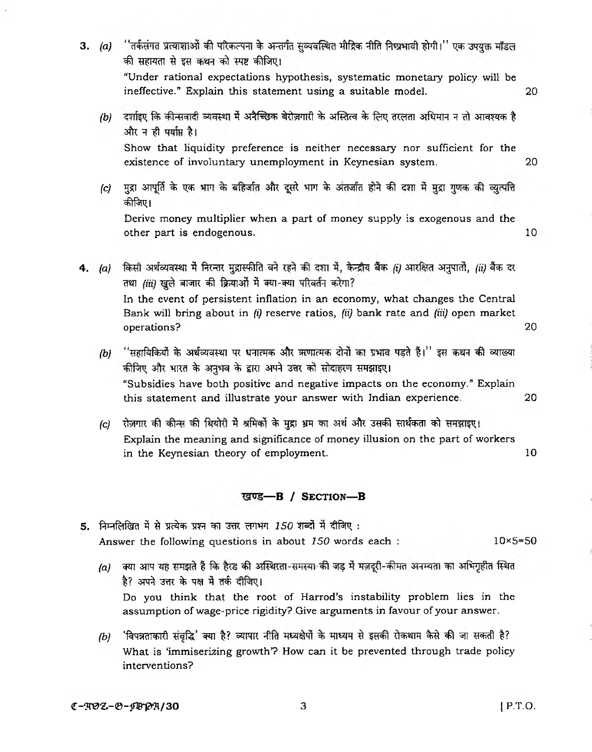3. *(a)* ''तर्कसंगत प्रत्याशाओं की परिकल्पना के अन्तर्गत सुव्यवस्थित मौद्रिक नीति निष्प्रभावी होगी।'' एक उपयुक्त मॉडल की सहायता से इस कथन को स्पष्ट कीजिए।

   "Under rational expectations hypothesis, systematic monetary policy will be ineffective." Explain this statement using a suitable model. 20

   *(b)* दर्शाइए कि कीन्सवादी व्यवस्था में अनैच्छिक बेरोज़गारी के अस्तित्व के लिए तरलता अधिमान न तो आवश्यक है और न ही पर्याप्त है।

   Show that liquidity preference is neither necessary nor sufficient for the existence of involuntary unemployment in Keynesian system. 20

   *(c)* मुद्रा आपूर्ति के एक भाग के बहिर्जात और दूसरे भाग के अंतर्जात होने की दशा में मुद्रा गुणक की व्युत्पत्ति कीजिए।

   Derive money multiplier when a part of money supply is exogenous and the other part is endogenous. 10

4. *(a)* किसी अर्थव्यवस्था में निरन्तर मुद्रास्फीति बने रहने की दशा में, केन्द्रीय बैंक *(i)* आरक्षित अनुपातों, *(ii)* बैंक दर तथा *(iii)* खुले बाजार की क्रियाओं में क्या-क्या परिवर्तन करेगा?

   In the event of persistent inflation in an economy, what changes the Central Bank will bring about in *(i)* reserve ratios, *(ii)* bank rate and *(iii)* open market operations? 20

   *(b)* ''सहायिकियों के अर्थव्यवस्था पर धनात्मक और ऋणात्मक दोनों का प्रभाव पड़ते हैं।'' इस कथन की व्याख्या कीजिए और भारत के अनुभव के द्वारा अपने उत्तर को सोदाहरण समझाइए।

   "Subsidies have both positive and negative impacts on the economy." Explain this statement and illustrate your answer with Indian experience. 20

   *(c)* रोज़गार की कीन्स की थियोरी में श्रमिकों के मुद्रा भ्रम का अर्थ और उसकी सार्थकता को समझाइए।

   Explain the meaning and significance of money illusion on the part of workers in the Keynesian theory of employment. 10

## खण्ड—B / SECTION—B

5. निम्नलिखित में से प्रत्येक प्रश्न का उत्तर लगभग *150* शब्दों में दीजिए :

   Answer the following questions in about *150* words each : 10×5=50

   *(a)* क्या आप यह समझते हैं कि हैरड की अस्थिरता-समस्या की जड़ में मज़दूरी-कीमत अनम्यता का अभिगृहीत स्थित है? अपने उत्तर के पक्ष में तर्क दीजिए।

   Do you think that the root of Harrod's instability problem lies in the assumption of wage-price rigidity? Give arguments in favour of your answer.

   *(b)* 'विपन्नताकारी संवृद्धि' क्या है? व्यापार नीति मध्यक्षेपों के माध्यम से इसकी रोकथाम कैसे की जा सकती है?

   What is 'immiserizing growth'? How can it be prevented through trade policy interventions?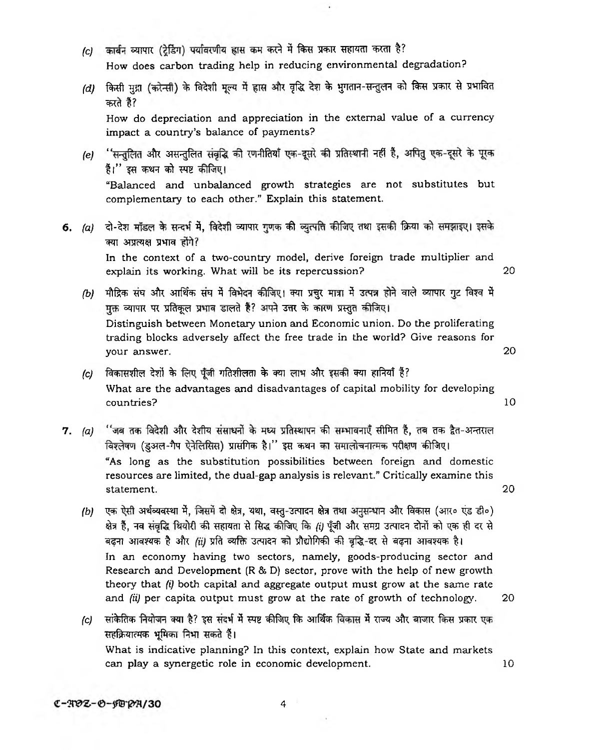*(c)* कार्बन व्यापार (ट्रेडिंग) पर्यावरणीय ह्रास कम करने में किस प्रकार सहायता करता है?

How does carbon trading help in reducing environmental degradation?

*(d)* किसी मुद्रा (करेन्सी) के विदेशी मूल्य में ह्रास और वृद्धि देश के भुगतान-सन्तुलन को किस प्रकार से प्रभावित करते हैं?

How do depreciation and appreciation in the external value of a currency impact a country's balance of payments?

*(e)* "सन्तुलित और असन्तुलित संवृद्धि की रणनीतियाँ एक-दूसरे की प्रतिस्थानी नहीं हैं, अपितु एक-दूसरे के पूरक हैं।" इस कथन को स्पष्ट कीजिए।

"Balanced and unbalanced growth strategies are not substitutes but complementary to each other." Explain this statement.

**6.** *(a)* दो-देश मॉडल के सन्दर्भ में, विदेशी व्यापार गुणक की व्युत्पत्ति कीजिए तथा इसकी क्रिया को समझाइए। इसके क्या अप्रत्यक्ष प्रभाव होंगे?

In the context of a two-country model, derive foreign trade multiplier and explain its working. What will be its repercussion? 20

*(b)* मौद्रिक संघ और आर्थिक संघ में विभेदन कीजिए। क्या प्रचुर मात्रा में उत्पन्न होने वाले व्यापार गुट विश्व में मुक्त व्यापार पर प्रतिकूल प्रभाव डालते हैं? अपने उत्तर के कारण प्रस्तुत कीजिए।

Distinguish between Monetary union and Economic union. Do the proliferating trading blocks adversely affect the free trade in the world? Give reasons for your answer. 20

*(c)* विकासशील देशों के लिए पूँजी गतिशीलता के क्या लाभ और इसकी क्या हानियाँ हैं?

What are the advantages and disadvantages of capital mobility for developing countries? 10

**7.** *(a)* "जब तक विदेशी और देशीय संसाधनों के मध्य प्रतिस्थापन की सम्भावनाएँ सीमित हैं, तब तक द्वैत-अन्तराल विश्लेषण (डुअल-गैप ऐनेलिसिस) प्रासंगिक है।" इस कथन का समालोचनात्मक परीक्षण कीजिए।

"As long as the substitution possibilities between foreign and domestic resources are limited, the dual-gap analysis is relevant." Critically examine this statement. 20

*(b)* एक ऐसी अर्थव्यवस्था में, जिसमें दो क्षेत्र, यथा, वस्तु-उत्पादन क्षेत्र तथा अनुसन्धान और विकास (आर० एंड डी०) क्षेत्र हैं, नव संवृद्धि थियोरी की सहायता से सिद्ध कीजिए कि *(i)* पूँजी और समग्र उत्पादन दोनों को एक ही दर से बढ़ना आवश्यक है और *(ii)* प्रति व्यक्ति उत्पादन को प्रौद्योगिकी की वृद्धि-दर से बढ़ना आवश्यक है।

In an economy having two sectors, namely, goods-producing sector and Research and Development (R & D) sector, prove with the help of new growth theory that *(i)* both capital and aggregate output must grow at the same rate and *(ii)* per capita output must grow at the rate of growth of technology. 20

*(c)* सांकेतिक नियोजन क्या है? इस संदर्भ में स्पष्ट कीजिए कि आर्थिक विकास में राज्य और बाजार किस प्रकार एक सहक्रियात्मक भूमिका निभा सकते हैं।

What is indicative planning? In this context, explain how State and markets can play a synergetic role in economic development. 10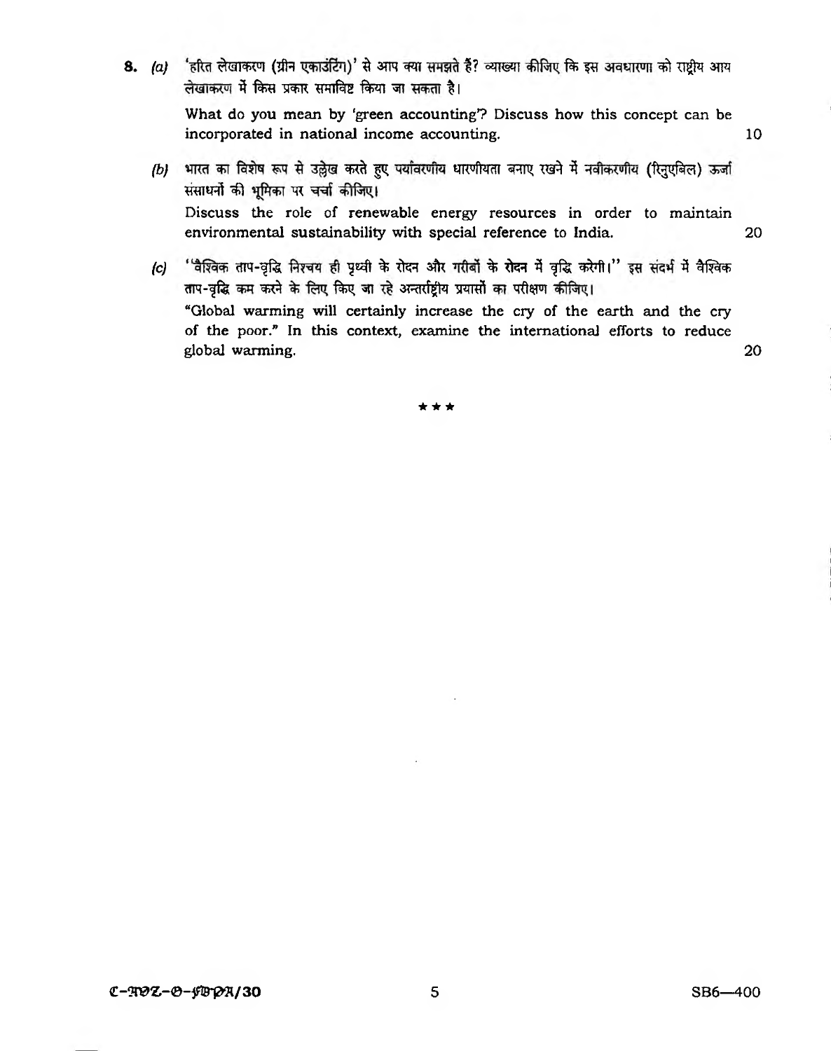**8.** *(a)* 'हरित लेखाकरण (ग्रीन एकाउंटिंग)' से आप क्या समझते हैं? व्याख्या कीजिए कि इस अवधारणा को राष्ट्रीय आय लेखाकरण में किस प्रकार समाविष्ट किया जा सकता है।

What do you mean by 'green accounting'? Discuss how this concept can be incorporated in national income accounting. 10

*(b)* भारत का विशेष रूप से उल्लेख करते हुए पर्यावरणीय धारणीयता बनाए रखने में नवीकरणीय (रिनुएबिल) ऊर्जा संसाधनों की भूमिका पर चर्चा कीजिए।

Discuss the role of renewable energy resources in order to maintain environmental sustainability with special reference to India. 20

*(c)* "वैश्विक ताप-वृद्धि निश्चय ही पृथ्वी के रोदन और गरीबों के **रोदन** में वृद्धि करेगी।" इस संदर्भ में वैश्विक ताप-वृद्धि कम करने के लिए किए जा रहे अन्तर्राष्ट्रीय प्रयासों का परीक्षण कीजिए।

"Global warming will certainly increase the cry of the earth and the cry of the poor." In this context, examine the international efforts to reduce global warming. 20

★★★